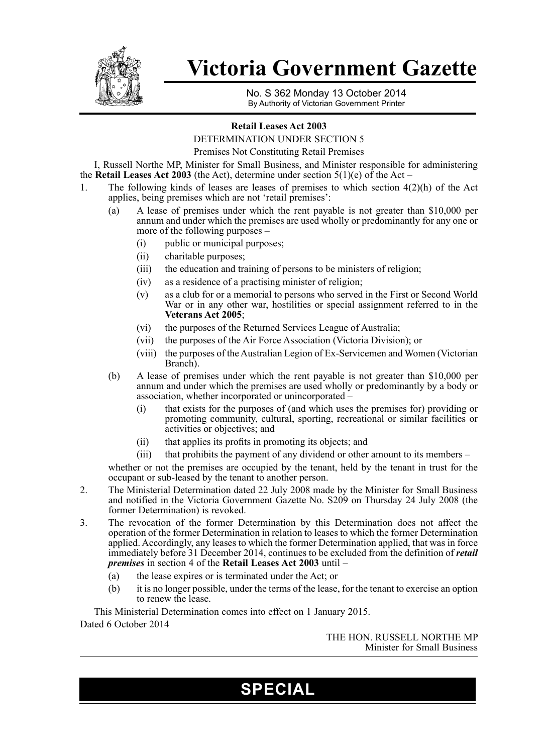# Victoria Government Gazette

No. S 362 Monday 13 October 2014
By Authority of Victorian Government Printer

**Retail Leases Act 2003**

DETERMINATION UNDER SECTION 5

Premises Not Constituting Retail Premises

I, Russell Northe MP, Minister for Small Business, and Minister responsible for administering the **Retail Leases Act 2003** (the Act), determine under section 5(1)(e) of the Act –

1. The following kinds of leases are leases of premises to which section 4(2)(h) of the Act applies, being premises which are not 'retail premises':
   - (a) A lease of premises under which the rent payable is not greater than $10,000 per annum and under which the premises are used wholly or predominantly for any one or more of the following purposes –
     - (i) public or municipal purposes;
     - (ii) charitable purposes;
     - (iii) the education and training of persons to be ministers of religion;
     - (iv) as a residence of a practising minister of religion;
     - (v) as a club for or a memorial to persons who served in the First or Second World War or in any other war, hostilities or special assignment referred to in the **Veterans Act 2005**;
     - (vi) the purposes of the Returned Services League of Australia;
     - (vii) the purposes of the Air Force Association (Victoria Division); or
     - (viii) the purposes of the Australian Legion of Ex-Servicemen and Women (Victorian Branch).
   - (b) A lease of premises under which the rent payable is not greater than $10,000 per annum and under which the premises are used wholly or predominantly by a body or association, whether incorporated or unincorporated –
     - (i) that exists for the purposes of (and which uses the premises for) providing or promoting community, cultural, sporting, recreational or similar facilities or activities or objectives; and
     - (ii) that applies its profits in promoting its objects; and
     - (iii) that prohibits the payment of any dividend or other amount to its members –

     whether or not the premises are occupied by the tenant, held by the tenant in trust for the occupant or sub-leased by the tenant to another person.
2. The Ministerial Determination dated 22 July 2008 made by the Minister for Small Business and notified in the Victoria Government Gazette No. S209 on Thursday 24 July 2008 (the former Determination) is revoked.
3. The revocation of the former Determination by this Determination does not affect the operation of the former Determination in relation to leases to which the former Determination applied. Accordingly, any leases to which the former Determination applied, that was in force immediately before 31 December 2014, continues to be excluded from the definition of ***retail premises*** in section 4 of the **Retail Leases Act 2003** until –
   - (a) the lease expires or is terminated under the Act; or
   - (b) it is no longer possible, under the terms of the lease, for the tenant to exercise an option to renew the lease.

This Ministerial Determination comes into effect on 1 January 2015.

Dated 6 October 2014

THE HON. RUSSELL NORTHE MP
Minister for Small Business

**SPECIAL**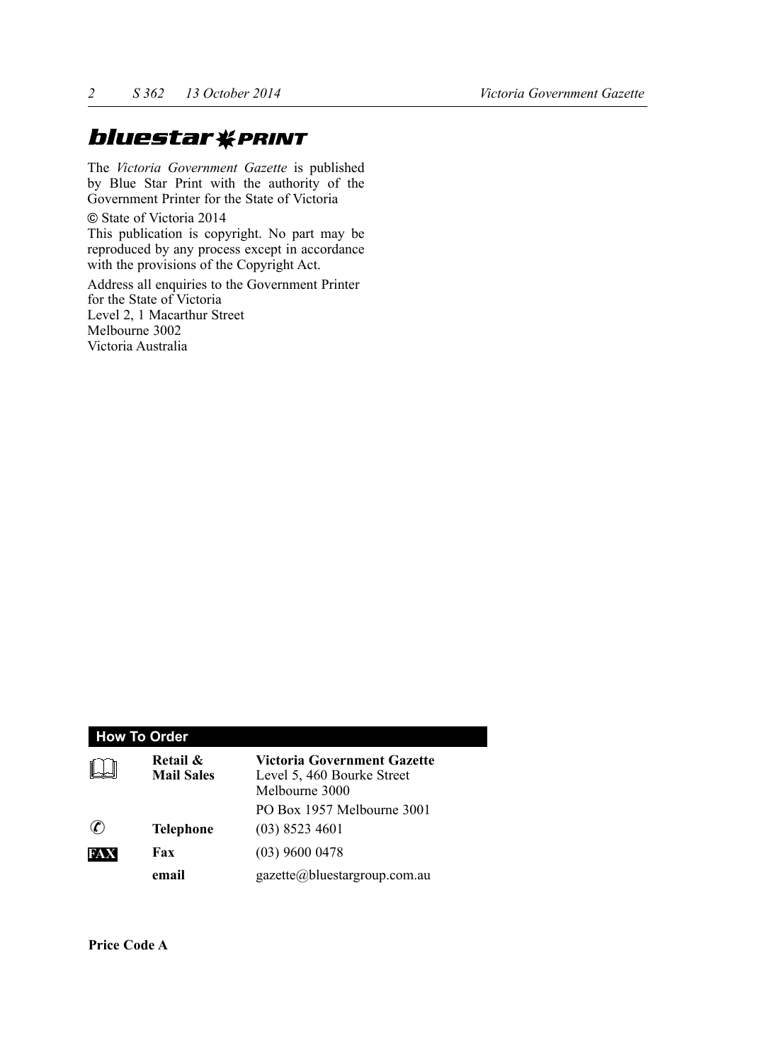**bluestar PRINT**

The *Victoria Government Gazette* is published by Blue Star Print with the authority of the Government Printer for the State of Victoria

© State of Victoria 2014

This publication is copyright. No part may be reproduced by any process except in accordance with the provisions of the Copyright Act.

Address all enquiries to the Government Printer for the State of Victoria
Level 2, 1 Macarthur Street
Melbourne 3002
Victoria Australia

## How To Order

| | | |
|---|---|---|
| **Retail & Mail Sales** | **Victoria Government Gazette** | Level 5, 460 Bourke Street Melbourne 3000 PO Box 1957 Melbourne 3001 |
| **Telephone** | (03) 8523 4601 | |
| **Fax** | (03) 9600 0478 | |
| **email** | gazette@bluestargroup.com.au | |

**Price Code A**